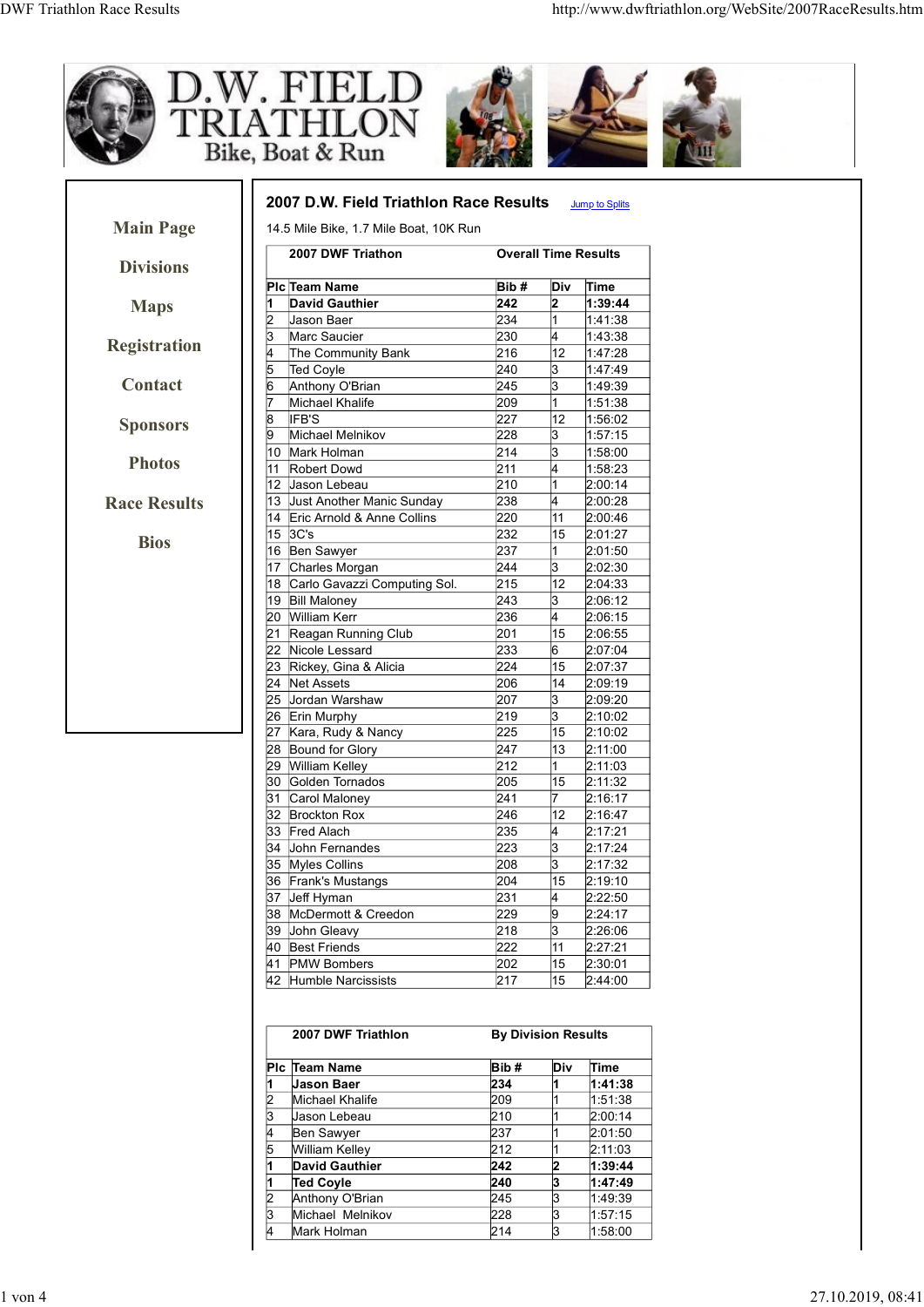D.W. FIELD TRIATHLON
Bike, Boat & Run

- Main Page
- Divisions
- Maps
- Registration
- Contact
- Sponsors
- Photos
- Race Results
- Bios

## 2007 D.W. Field Triathlon Race Results

Jump to Splits

14.5 Mile Bike, 1.7 Mile Boat, 10K Run

| 2007 DWF Triathon | | Overall Time Results | | |
|---|---|---|---|---|
| **Plc** | **Team Name** | **Bib #** | **Div** | **Time** |
| **1** | **David Gauthier** | **242** | **2** | **1:39:44** |
| 2 | Jason Baer | 234 | 1 | 1:41:38 |
| 3 | Marc Saucier | 230 | 4 | 1:43:38 |
| 4 | The Community Bank | 216 | 12 | 1:47:28 |
| 5 | Ted Coyle | 240 | 3 | 1:47:49 |
| 6 | Anthony O'Brian | 245 | 3 | 1:49:39 |
| 7 | Michael Khalife | 209 | 1 | 1:51:38 |
| 8 | IFB'S | 227 | 12 | 1:56:02 |
| 9 | Michael Melnikov | 228 | 3 | 1:57:15 |
| 10 | Mark Holman | 214 | 3 | 1:58:00 |
| 11 | Robert Dowd | 211 | 4 | 1:58:23 |
| 12 | Jason Lebeau | 210 | 1 | 2:00:14 |
| 13 | Just Another Manic Sunday | 238 | 4 | 2:00:28 |
| 14 | Eric Arnold & Anne Collins | 220 | 11 | 2:00:46 |
| 15 | 3C's | 232 | 15 | 2:01:27 |
| 16 | Ben Sawyer | 237 | 1 | 2:01:50 |
| 17 | Charles Morgan | 244 | 3 | 2:02:30 |
| 18 | Carlo Gavazzi Computing Sol. | 215 | 12 | 2:04:33 |
| 19 | Bill Maloney | 243 | 3 | 2:06:12 |
| 20 | William Kerr | 236 | 4 | 2:06:15 |
| 21 | Reagan Running Club | 201 | 15 | 2:06:55 |
| 22 | Nicole Lessard | 233 | 6 | 2:07:04 |
| 23 | Rickey, Gina & Alicia | 224 | 15 | 2:07:37 |
| 24 | Net Assets | 206 | 14 | 2:09:19 |
| 25 | Jordan Warshaw | 207 | 3 | 2:09:20 |
| 26 | Erin Murphy | 219 | 3 | 2:10:02 |
| 27 | Kara, Rudy & Nancy | 225 | 15 | 2:10:02 |
| 28 | Bound for Glory | 247 | 13 | 2:11:00 |
| 29 | William Kelley | 212 | 1 | 2:11:03 |
| 30 | Golden Tornados | 205 | 15 | 2:11:32 |
| 31 | Carol Maloney | 241 | 7 | 2:16:17 |
| 32 | Brockton Rox | 246 | 12 | 2:16:47 |
| 33 | Fred Alach | 235 | 4 | 2:17:21 |
| 34 | John Fernandes | 223 | 3 | 2:17:24 |
| 35 | Myles Collins | 208 | 3 | 2:17:32 |
| 36 | Frank's Mustangs | 204 | 15 | 2:19:10 |
| 37 | Jeff Hyman | 231 | 4 | 2:22:50 |
| 38 | McDermott & Creedon | 229 | 9 | 2:24:17 |
| 39 | John Gleavy | 218 | 3 | 2:26:06 |
| 40 | Best Friends | 222 | 11 | 2:27:21 |
| 41 | PMW Bombers | 202 | 15 | 2:30:01 |
| 42 | Humble Narcissists | 217 | 15 | 2:44:00 |

| 2007 DWF Triathlon | | By Division Results | | |
|---|---|---|---|---|
| **Plc** | **Team Name** | **Bib #** | **Div** | **Time** |
| **1** | **Jason Baer** | **234** | **1** | **1:41:38** |
| 2 | Michael Khalife | 209 | 1 | 1:51:38 |
| 3 | Jason Lebeau | 210 | 1 | 2:00:14 |
| 4 | Ben Sawyer | 237 | 1 | 2:01:50 |
| 5 | William Kelley | 212 | 1 | 2:11:03 |
| **1** | **David Gauthier** | **242** | **2** | **1:39:44** |
| **1** | **Ted Coyle** | **240** | **3** | **1:47:49** |
| 2 | Anthony O'Brian | 245 | 3 | 1:49:39 |
| 3 | Michael Melnikov | 228 | 3 | 1:57:15 |
| 4 | Mark Holman | 214 | 3 | 1:58:00 |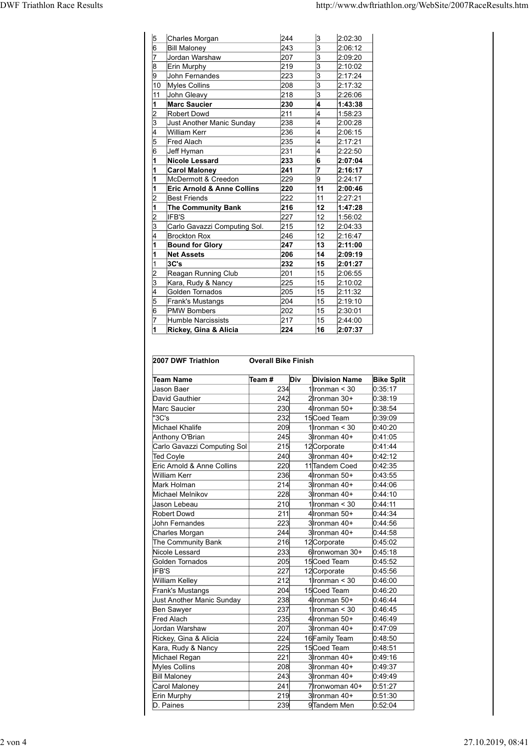| | | | | |
|---|---|---|---|---|
| 5 | Charles Morgan | 244 | 3 | 2:02:30 |
| 6 | Bill Maloney | 243 | 3 | 2:06:12 |
| 7 | Jordan Warshaw | 207 | 3 | 2:09:20 |
| 8 | Erin Murphy | 219 | 3 | 2:10:02 |
| 9 | John Fernandes | 223 | 3 | 2:17:24 |
| 10 | Myles Collins | 208 | 3 | 2:17:32 |
| 11 | John Gleavy | 218 | 3 | 2:26:06 |
| **1** | **Marc Saucier** | **230** | **4** | **1:43:38** |
| 2 | Robert Dowd | 211 | 4 | 1:58:23 |
| 3 | Just Another Manic Sunday | 238 | 4 | 2:00:28 |
| 4 | William Kerr | 236 | 4 | 2:06:15 |
| 5 | Fred Alach | 235 | 4 | 2:17:21 |
| 6 | Jeff Hyman | 231 | 4 | 2:22:50 |
| **1** | **Nicole Lessard** | **233** | **6** | **2:07:04** |
| **1** | **Carol Maloney** | **241** | **7** | **2:16:17** |
| **1** | McDermott & Creedon | 229 | 9 | 2:24:17 |
| **1** | **Eric Arnold & Anne Collins** | **220** | **11** | **2:00:46** |
| 2 | Best Friends | 222 | 11 | 2:27:21 |
| **1** | **The Community Bank** | **216** | **12** | **1:47:28** |
| 2 | IFB'S | 227 | 12 | 1:56:02 |
| 3 | Carlo Gavazzi Computing Sol. | 215 | 12 | 2:04:33 |
| 4 | Brockton Rox | 246 | 12 | 2:16:47 |
| **1** | **Bound for Glory** | **247** | **13** | **2:11:00** |
| **1** | **Net Assets** | **206** | **14** | **2:09:19** |
| 1 | **3C's** | **232** | **15** | **2:01:27** |
| 2 | Reagan Running Club | 201 | 15 | 2:06:55 |
| 3 | Kara, Rudy & Nancy | 225 | 15 | 2:10:02 |
| 4 | Golden Tornados | 205 | 15 | 2:11:32 |
| 5 | Frank's Mustangs | 204 | 15 | 2:19:10 |
| 6 | PMW Bombers | 202 | 15 | 2:30:01 |
| 7 | Humble Narcissists | 217 | 15 | 2:44:00 |
| **1** | **Rickey, Gina & Alicia** | **224** | **16** | **2:07:37** |

**2007 DWF Triathlon** **Overall Bike Finish**

| Team Name | Team # | Div | Division Name | Bike Split |
|---|---|---|---|---|
| Jason Baer | 234 | 1 | Ironman < 30 | 0:35:17 |
| David Gauthier | 242 | 2 | Ironman 30+ | 0:38:19 |
| Marc Saucier | 230 | 4 | Ironman 50+ | 0:38:54 |
| "3C's | 232 | 15 | Coed Team | 0:39:09 |
| Michael Khalife | 209 | 1 | Ironman < 30 | 0:40:20 |
| Anthony O'Brian | 245 | 3 | Ironman 40+ | 0:41:05 |
| Carlo Gavazzi Computing Sol | 215 | 12 | Corporate | 0:41:44 |
| Ted Coyle | 240 | 3 | Ironman 40+ | 0:42:12 |
| Eric Arnold & Anne Collins | 220 | 11 | Tandem Coed | 0:42:35 |
| William Kerr | 236 | 4 | Ironman 50+ | 0:43:55 |
| Mark Holman | 214 | 3 | Ironman 40+ | 0:44:06 |
| Michael Melnikov | 228 | 3 | Ironman 40+ | 0:44:10 |
| Jason Lebeau | 210 | 1 | Ironman < 30 | 0:44:11 |
| Robert Dowd | 211 | 4 | Ironman 50+ | 0:44:34 |
| John Fernandes | 223 | 3 | Ironman 40+ | 0:44:56 |
| Charles Morgan | 244 | 3 | Ironman 40+ | 0:44:58 |
| The Community Bank | 216 | 12 | Corporate | 0:45:02 |
| Nicole Lessard | 233 | 6 | Ironwoman 30+ | 0:45:18 |
| Golden Tornados | 205 | 15 | Coed Team | 0:45:52 |
| IFB'S | 227 | 12 | Corporate | 0:45:56 |
| William Kelley | 212 | 1 | Ironman < 30 | 0:46:00 |
| Frank's Mustangs | 204 | 15 | Coed Team | 0:46:20 |
| Just Another Manic Sunday | 238 | 4 | Ironman 50+ | 0:46:44 |
| Ben Sawyer | 237 | 1 | Ironman < 30 | 0:46:45 |
| Fred Alach | 235 | 4 | Ironman 50+ | 0:46:49 |
| Jordan Warshaw | 207 | 3 | Ironman 40+ | 0:47:09 |
| Rickey, Gina & Alicia | 224 | 16 | Family Team | 0:48:50 |
| Kara, Rudy & Nancy | 225 | 15 | Coed Team | 0:48:51 |
| Michael Regan | 221 | 3 | Ironman 40+ | 0:49:16 |
| Myles Collins | 208 | 3 | Ironman 40+ | 0:49:37 |
| Bill Maloney | 243 | 3 | Ironman 40+ | 0:49:49 |
| Carol Maloney | 241 | 7 | Ironwoman 40+ | 0:51:27 |
| Erin Murphy | 219 | 3 | Ironman 40+ | 0:51:30 |
| D. Paines | 239 | 9 | Tandem Men | 0:52:04 |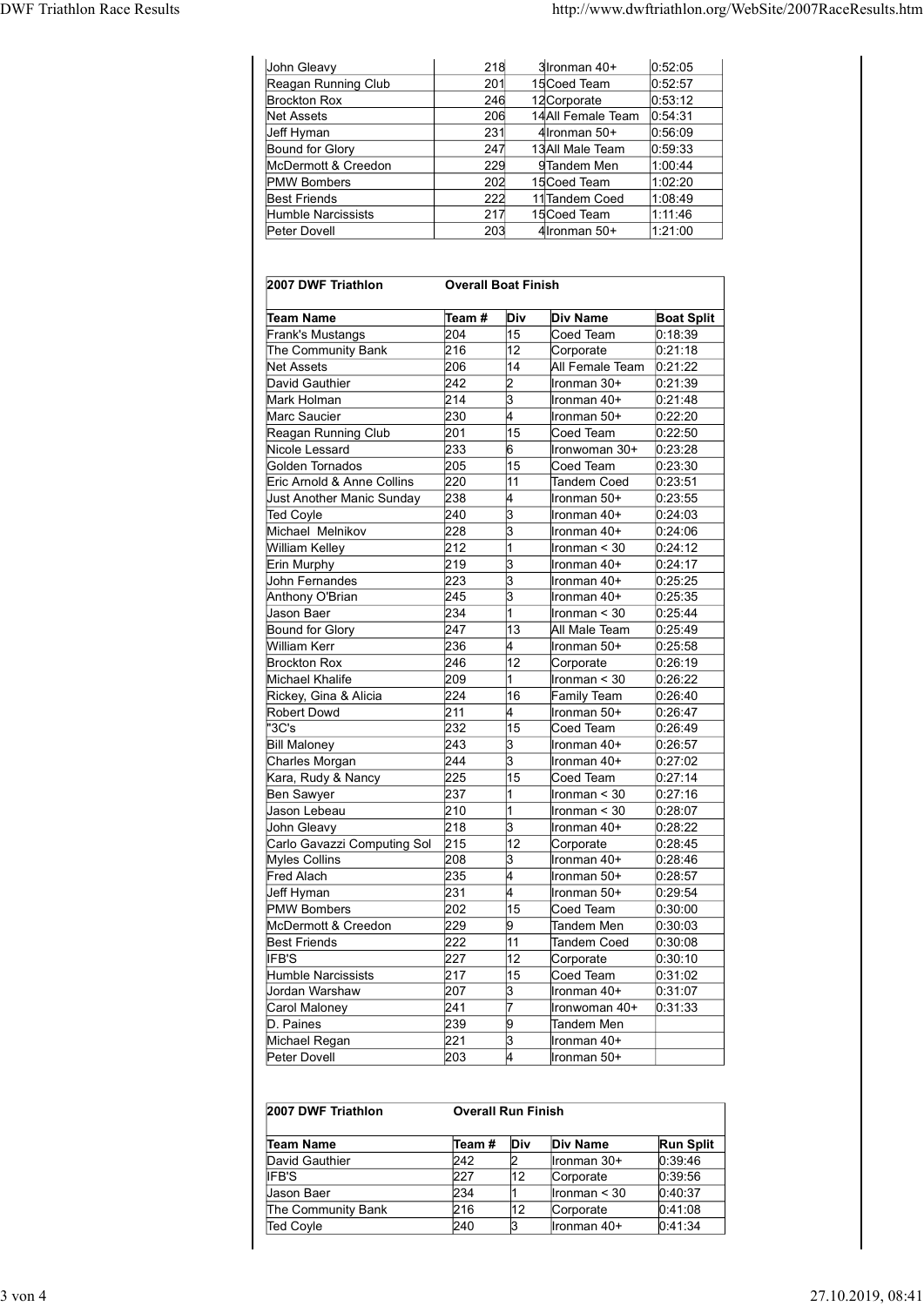| | | | | |
|---|---|---|---|---|
| John Gleavy | 218 | 3 | Ironman 40+ | 0:52:05 |
| Reagan Running Club | 201 | 15 | Coed Team | 0:52:57 |
| Brockton Rox | 246 | 12 | Corporate | 0:53:12 |
| Net Assets | 206 | 14 | All Female Team | 0:54:31 |
| Jeff Hyman | 231 | 4 | Ironman 50+ | 0:56:09 |
| Bound for Glory | 247 | 13 | All Male Team | 0:59:33 |
| McDermott & Creedon | 229 | 9 | Tandem Men | 1:00:44 |
| PMW Bombers | 202 | 15 | Coed Team | 1:02:20 |
| Best Friends | 222 | 11 | Tandem Coed | 1:08:49 |
| Humble Narcissists | 217 | 15 | Coed Team | 1:11:46 |
| Peter Dovell | 203 | 4 | Ironman 50+ | 1:21:00 |

**2007 DWF Triathlon** — **Overall Boat Finish**

| Team Name | Team # | Div | Div Name | Boat Split |
|---|---|---|---|---|
| Frank's Mustangs | 204 | 15 | Coed Team | 0:18:39 |
| The Community Bank | 216 | 12 | Corporate | 0:21:18 |
| Net Assets | 206 | 14 | All Female Team | 0:21:22 |
| David Gauthier | 242 | 2 | Ironman 30+ | 0:21:39 |
| Mark Holman | 214 | 3 | Ironman 40+ | 0:21:48 |
| Marc Saucier | 230 | 4 | Ironman 50+ | 0:22:20 |
| Reagan Running Club | 201 | 15 | Coed Team | 0:22:50 |
| Nicole Lessard | 233 | 6 | Ironwoman 30+ | 0:23:28 |
| Golden Tornados | 205 | 15 | Coed Team | 0:23:30 |
| Eric Arnold & Anne Collins | 220 | 11 | Tandem Coed | 0:23:51 |
| Just Another Manic Sunday | 238 | 4 | Ironman 50+ | 0:23:55 |
| Ted Coyle | 240 | 3 | Ironman 40+ | 0:24:03 |
| Michael Melnikov | 228 | 3 | Ironman 40+ | 0:24:06 |
| William Kelley | 212 | 1 | Ironman < 30 | 0:24:12 |
| Erin Murphy | 219 | 3 | Ironman 40+ | 0:24:17 |
| John Fernandes | 223 | 3 | Ironman 40+ | 0:25:25 |
| Anthony O'Brian | 245 | 3 | Ironman 40+ | 0:25:35 |
| Jason Baer | 234 | 1 | Ironman < 30 | 0:25:44 |
| Bound for Glory | 247 | 13 | All Male Team | 0:25:49 |
| William Kerr | 236 | 4 | Ironman 50+ | 0:25:58 |
| Brockton Rox | 246 | 12 | Corporate | 0:26:19 |
| Michael Khalife | 209 | 1 | Ironman < 30 | 0:26:22 |
| Rickey, Gina & Alicia | 224 | 16 | Family Team | 0:26:40 |
| Robert Dowd | 211 | 4 | Ironman 50+ | 0:26:47 |
| "3C's | 232 | 15 | Coed Team | 0:26:49 |
| Bill Maloney | 243 | 3 | Ironman 40+ | 0:26:57 |
| Charles Morgan | 244 | 3 | Ironman 40+ | 0:27:02 |
| Kara, Rudy & Nancy | 225 | 15 | Coed Team | 0:27:14 |
| Ben Sawyer | 237 | 1 | Ironman < 30 | 0:27:16 |
| Jason Lebeau | 210 | 1 | Ironman < 30 | 0:28:07 |
| John Gleavy | 218 | 3 | Ironman 40+ | 0:28:22 |
| Carlo Gavazzi Computing Sol | 215 | 12 | Corporate | 0:28:45 |
| Myles Collins | 208 | 3 | Ironman 40+ | 0:28:46 |
| Fred Alach | 235 | 4 | Ironman 50+ | 0:28:57 |
| Jeff Hyman | 231 | 4 | Ironman 50+ | 0:29:54 |
| PMW Bombers | 202 | 15 | Coed Team | 0:30:00 |
| McDermott & Creedon | 229 | 9 | Tandem Men | 0:30:03 |
| Best Friends | 222 | 11 | Tandem Coed | 0:30:08 |
| IFB'S | 227 | 12 | Corporate | 0:30:10 |
| Humble Narcissists | 217 | 15 | Coed Team | 0:31:02 |
| Jordan Warshaw | 207 | 3 | Ironman 40+ | 0:31:07 |
| Carol Maloney | 241 | 7 | Ironwoman 40+ | 0:31:33 |
| D. Paines | 239 | 9 | Tandem Men | |
| Michael Regan | 221 | 3 | Ironman 40+ | |
| Peter Dovell | 203 | 4 | Ironman 50+ | |

**2007 DWF Triathlon** — **Overall Run Finish**

| Team Name | Team # | Div | Div Name | Run Split |
|---|---|---|---|---|
| David Gauthier | 242 | 2 | Ironman 30+ | 0:39:46 |
| IFB'S | 227 | 12 | Corporate | 0:39:56 |
| Jason Baer | 234 | 1 | Ironman < 30 | 0:40:37 |
| The Community Bank | 216 | 12 | Corporate | 0:41:08 |
| Ted Coyle | 240 | 3 | Ironman 40+ | 0:41:34 |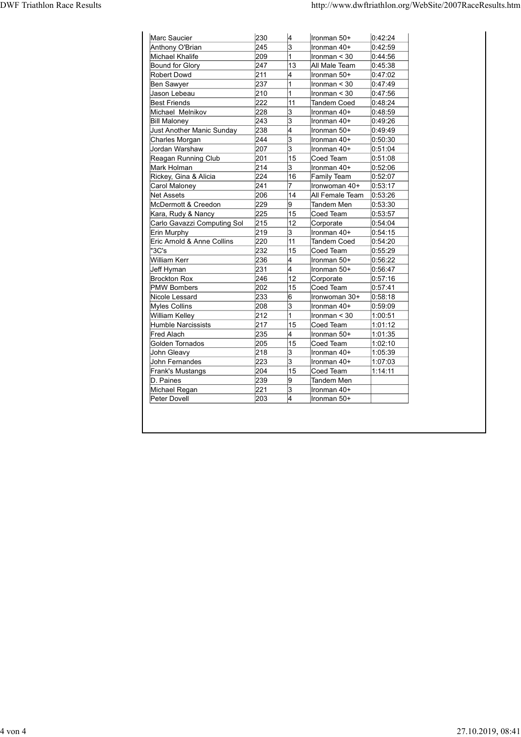| | | | | |
|---|---|---|---|---|
| Marc Saucier | 230 | 4 | Ironman 50+ | 0:42:24 |
| Anthony O'Brian | 245 | 3 | Ironman 40+ | 0:42:59 |
| Michael Khalife | 209 | 1 | Ironman < 30 | 0:44:56 |
| Bound for Glory | 247 | 13 | All Male Team | 0:45:38 |
| Robert Dowd | 211 | 4 | Ironman 50+ | 0:47:02 |
| Ben Sawyer | 237 | 1 | Ironman < 30 | 0:47:49 |
| Jason Lebeau | 210 | 1 | Ironman < 30 | 0:47:56 |
| Best Friends | 222 | 11 | Tandem Coed | 0:48:24 |
| Michael  Melnikov | 228 | 3 | Ironman 40+ | 0:48:59 |
| Bill Maloney | 243 | 3 | Ironman 40+ | 0:49:26 |
| Just Another Manic Sunday | 238 | 4 | Ironman 50+ | 0:49:49 |
| Charles Morgan | 244 | 3 | Ironman 40+ | 0:50:30 |
| Jordan Warshaw | 207 | 3 | Ironman 40+ | 0:51:04 |
| Reagan Running Club | 201 | 15 | Coed Team | 0:51:08 |
| Mark Holman | 214 | 3 | Ironman 40+ | 0:52:06 |
| Rickey, Gina & Alicia | 224 | 16 | Family Team | 0:52:07 |
| Carol Maloney | 241 | 7 | Ironwoman 40+ | 0:53:17 |
| Net Assets | 206 | 14 | All Female Team | 0:53:26 |
| McDermott & Creedon | 229 | 9 | Tandem Men | 0:53:30 |
| Kara, Rudy & Nancy | 225 | 15 | Coed Team | 0:53:57 |
| Carlo Gavazzi Computing Sol | 215 | 12 | Corporate | 0:54:04 |
| Erin Murphy | 219 | 3 | Ironman 40+ | 0:54:15 |
| Eric Arnold & Anne Collins | 220 | 11 | Tandem Coed | 0:54:20 |
| "3C's | 232 | 15 | Coed Team | 0:55:29 |
| William Kerr | 236 | 4 | Ironman 50+ | 0:56:22 |
| Jeff Hyman | 231 | 4 | Ironman 50+ | 0:56:47 |
| Brockton Rox | 246 | 12 | Corporate | 0:57:16 |
| PMW Bombers | 202 | 15 | Coed Team | 0:57:41 |
| Nicole Lessard | 233 | 6 | Ironwoman 30+ | 0:58:18 |
| Myles Collins | 208 | 3 | Ironman 40+ | 0:59:09 |
| William Kelley | 212 | 1 | Ironman < 30 | 1:00:51 |
| Humble Narcissists | 217 | 15 | Coed Team | 1:01:12 |
| Fred Alach | 235 | 4 | Ironman 50+ | 1:01:35 |
| Golden Tornados | 205 | 15 | Coed Team | 1:02:10 |
| John Gleavy | 218 | 3 | Ironman 40+ | 1:05:39 |
| John Fernandes | 223 | 3 | Ironman 40+ | 1:07:03 |
| Frank's Mustangs | 204 | 15 | Coed Team | 1:14:11 |
| D. Paines | 239 | 9 | Tandem Men | |
| Michael Regan | 221 | 3 | Ironman 40+ | |
| Peter Dovell | 203 | 4 | Ironman 50+ | |